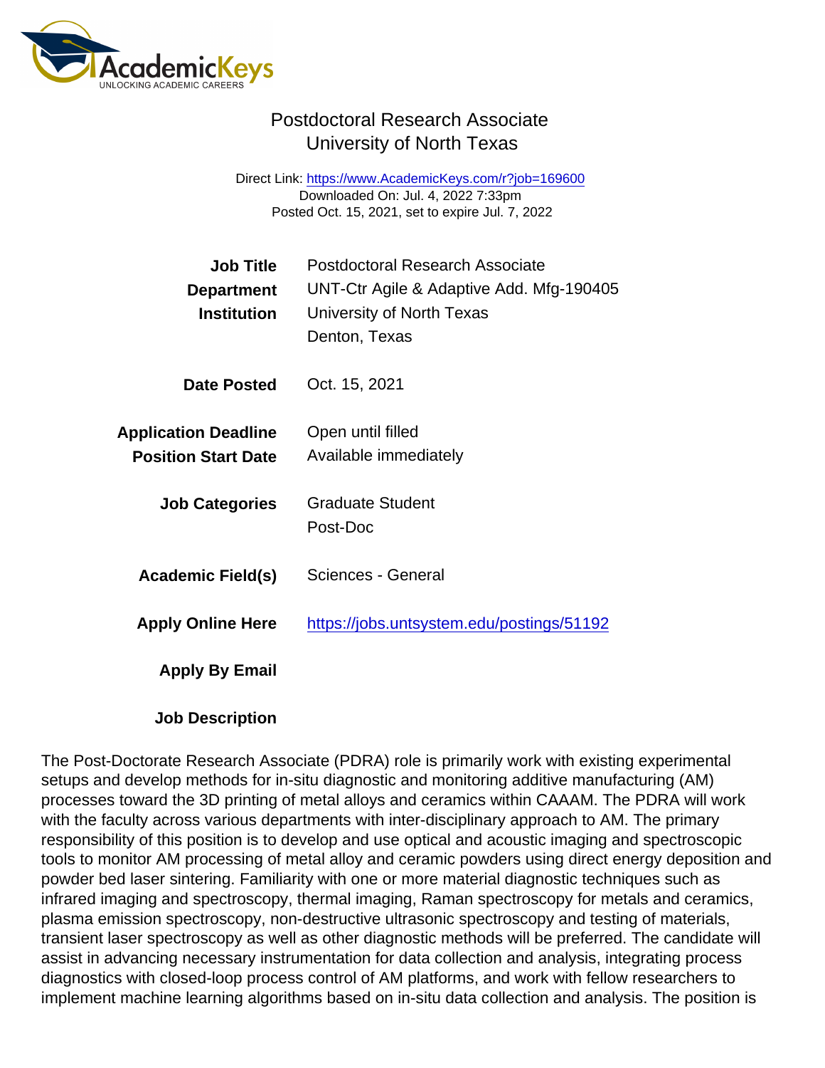# Postdoctoral Research Associate
## University of North Texas

Direct Link: https://www.AcademicKeys.com/r?job=169600
Downloaded On: Jul. 4, 2022 7:33pm
Posted Oct. 15, 2021, set to expire Jul. 7, 2022

| | |
|---|---|
| **Job Title** | Postdoctoral Research Associate |
| **Department** | UNT-Ctr Agile & Adaptive Add. Mfg-190405 |
| **Institution** | University of North Texas<br>Denton, Texas |
| **Date Posted** | Oct. 15, 2021 |
| **Application Deadline** | Open until filled |
| **Position Start Date** | Available immediately |
| **Job Categories** | Graduate Student<br>Post-Doc |
| **Academic Field(s)** | Sciences - General |
| **Apply Online Here** | https://jobs.untsystem.edu/postings/51192 |
| **Apply By Email** | |

**Job Description**

The Post-Doctorate Research Associate (PDRA) role is primarily work with existing experimental setups and develop methods for in-situ diagnostic and monitoring additive manufacturing (AM) processes toward the 3D printing of metal alloys and ceramics within CAAAM. The PDRA will work with the faculty across various departments with inter-disciplinary approach to AM. The primary responsibility of this position is to develop and use optical and acoustic imaging and spectroscopic tools to monitor AM processing of metal alloy and ceramic powders using direct energy deposition and powder bed laser sintering. Familiarity with one or more material diagnostic techniques such as infrared imaging and spectroscopy, thermal imaging, Raman spectroscopy for metals and ceramics, plasma emission spectroscopy, non-destructive ultrasonic spectroscopy and testing of materials, transient laser spectroscopy as well as other diagnostic methods will be preferred. The candidate will assist in advancing necessary instrumentation for data collection and analysis, integrating process diagnostics with closed-loop process control of AM platforms, and work with fellow researchers to implement machine learning algorithms based on in-situ data collection and analysis. The position is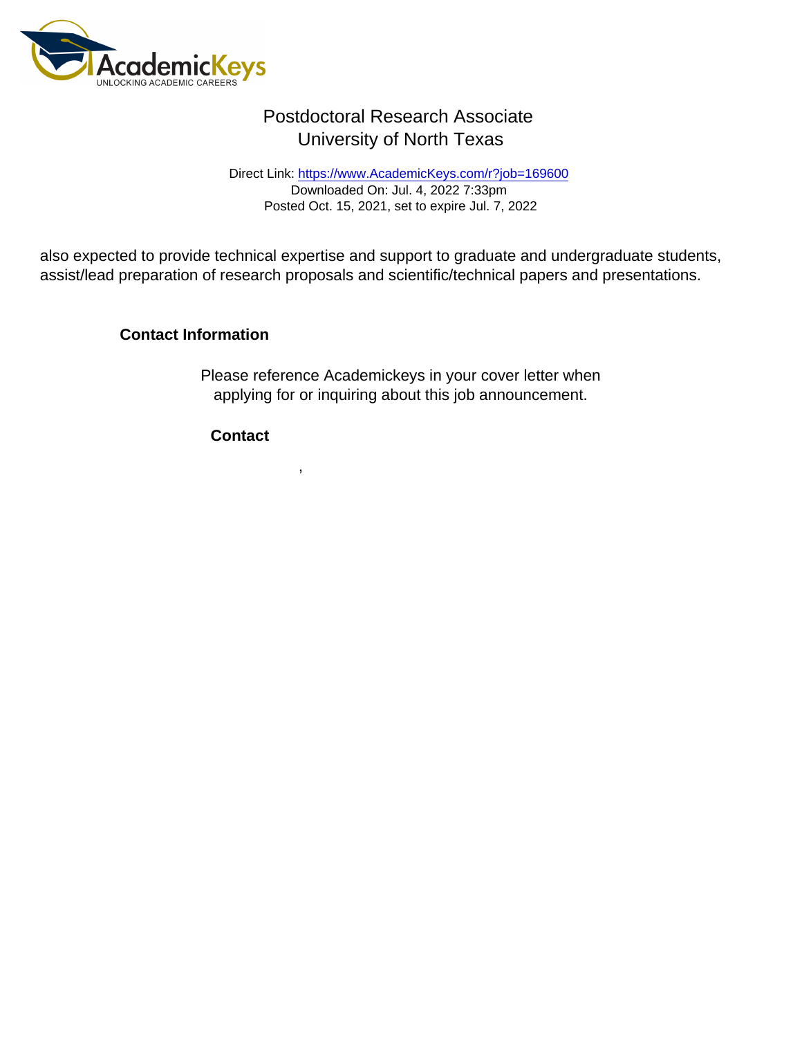# Postdoctoral Research Associate
University of North Texas

Direct Link: https://www.AcademicKeys.com/r?job=169600
Downloaded On: Jul. 4, 2022 7:33pm
Posted Oct. 15, 2021, set to expire Jul. 7, 2022

also expected to provide technical expertise and support to graduate and undergraduate students, assist/lead preparation of research proposals and scientific/technical papers and presentations.

### Contact Information

Please reference Academickeys in your cover letter when applying for or inquiring about this job announcement.

**Contact**

,